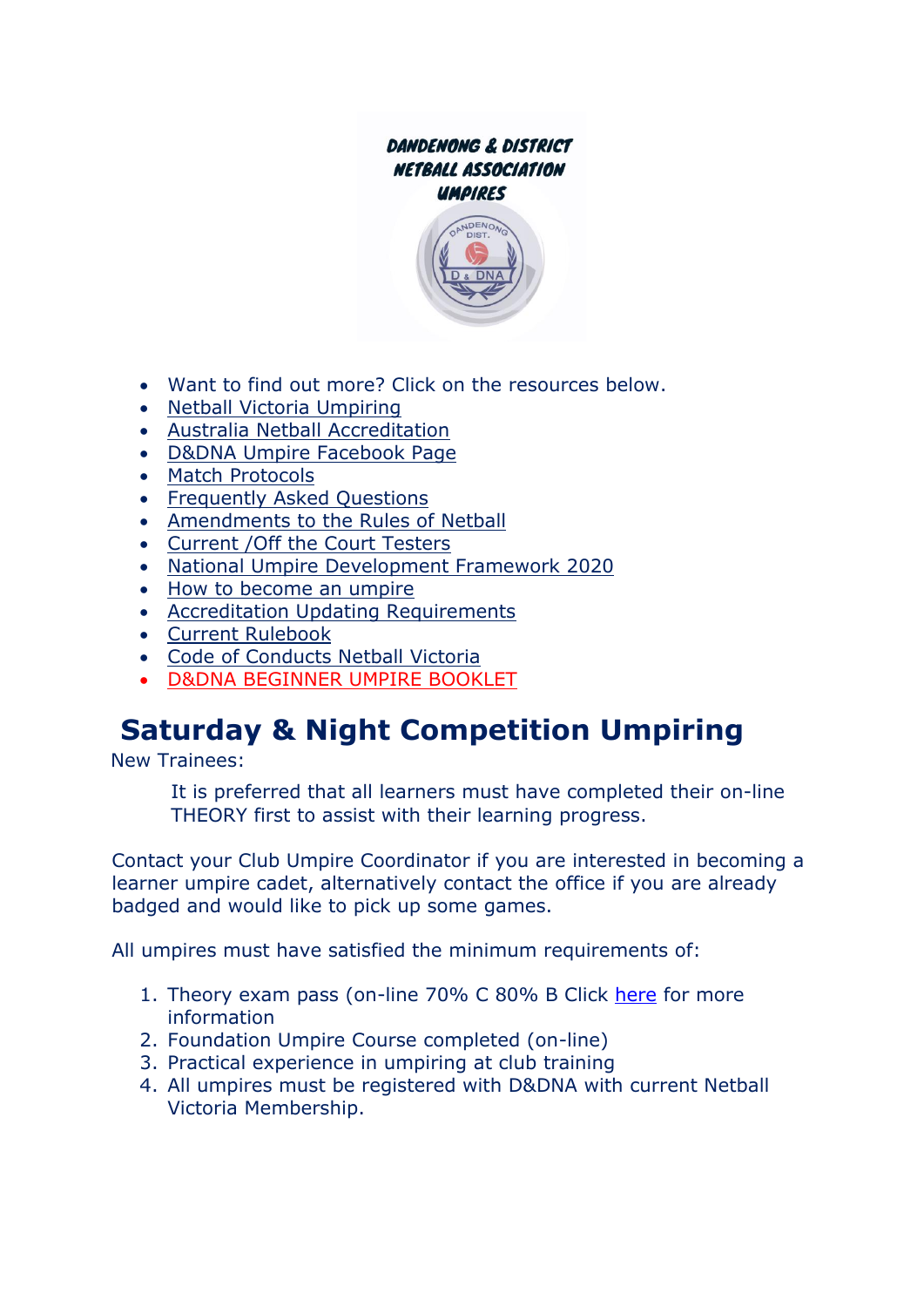DANDENONG & DISTRICT
NETBALL ASSOCIATION
UMPIRES

- Want to find out more? Click on the resources below.
- Netball Victoria Umpiring
- Australia Netball Accreditation
- D&DNA Umpire Facebook Page
- Match Protocols
- Frequently Asked Questions
- Amendments to the Rules of Netball
- Current /Off the Court Testers
- National Umpire Development Framework 2020
- How to become an umpire
- Accreditation Updating Requirements
- Current Rulebook
- Code of Conducts Netball Victoria
- D&DNA BEGINNER UMPIRE BOOKLET

# Saturday & Night Competition Umpiring

New Trainees:

> It is preferred that all learners must have completed their on-line THEORY first to assist with their learning progress.

Contact your Club Umpire Coordinator if you are interested in becoming a learner umpire cadet, alternatively contact the office if you are already badged and would like to pick up some games.

All umpires must have satisfied the minimum requirements of:

1. Theory exam pass (on-line 70% C 80% B Click here for more information
2. Foundation Umpire Course completed (on-line)
3. Practical experience in umpiring at club training
4. All umpires must be registered with D&DNA with current Netball Victoria Membership.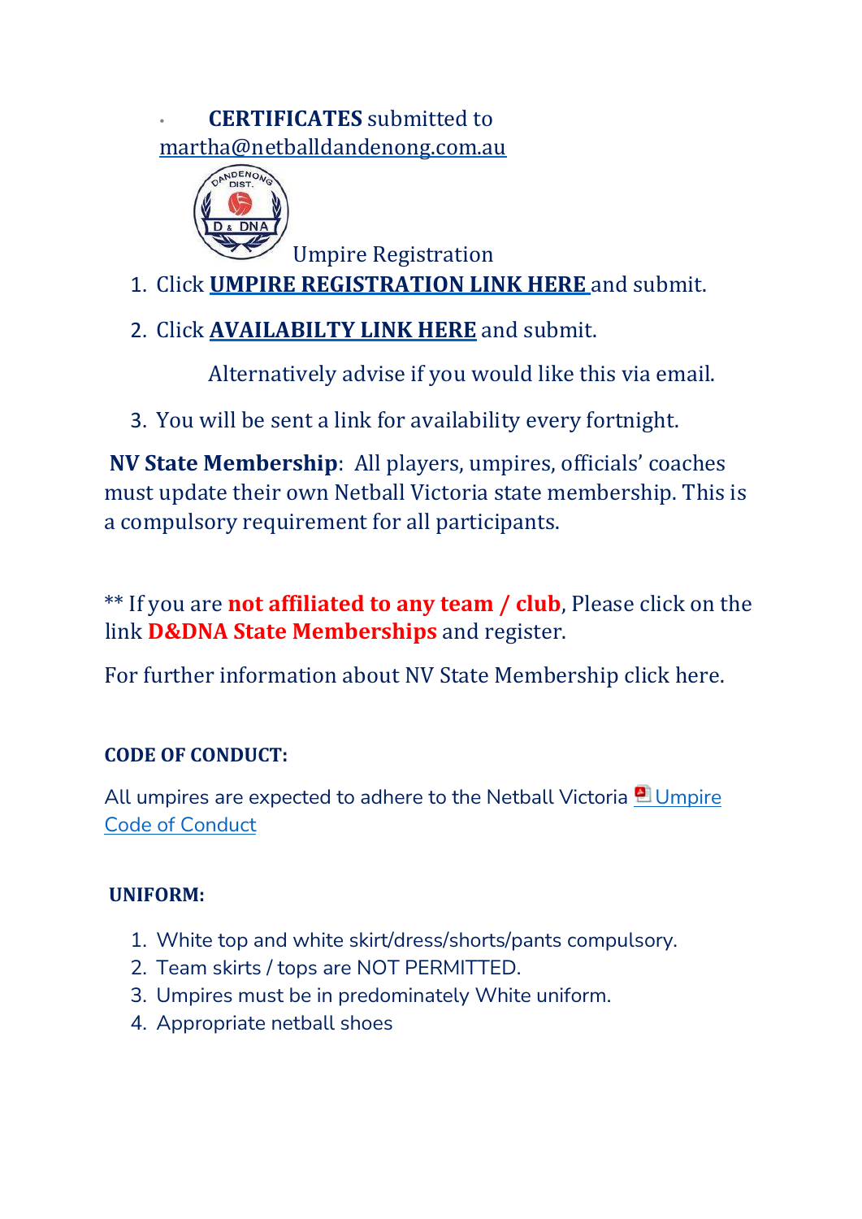- **CERTIFICATES** submitted to martha@netballdandenong.com.au

Umpire Registration

1. Click **UMPIRE REGISTRATION LINK HERE** and submit.
2. Click **AVAILABILTY LINK HERE** and submit.

   Alternatively advise if you would like this via email.

3. You will be sent a link for availability every fortnight.

**NV State Membership**: All players, umpires, officials' coaches must update their own Netball Victoria state membership. This is a compulsory requirement for all participants.

** If you are **not affiliated to any team / club**, Please click on the link **D&DNA State Memberships** and register.

For further information about NV State Membership click here.

**CODE OF CONDUCT:**

All umpires are expected to adhere to the Netball Victoria Umpire Code of Conduct

**UNIFORM:**

1. White top and white skirt/dress/shorts/pants compulsory.
2. Team skirts / tops are NOT PERMITTED.
3. Umpires must be in predominately White uniform.
4. Appropriate netball shoes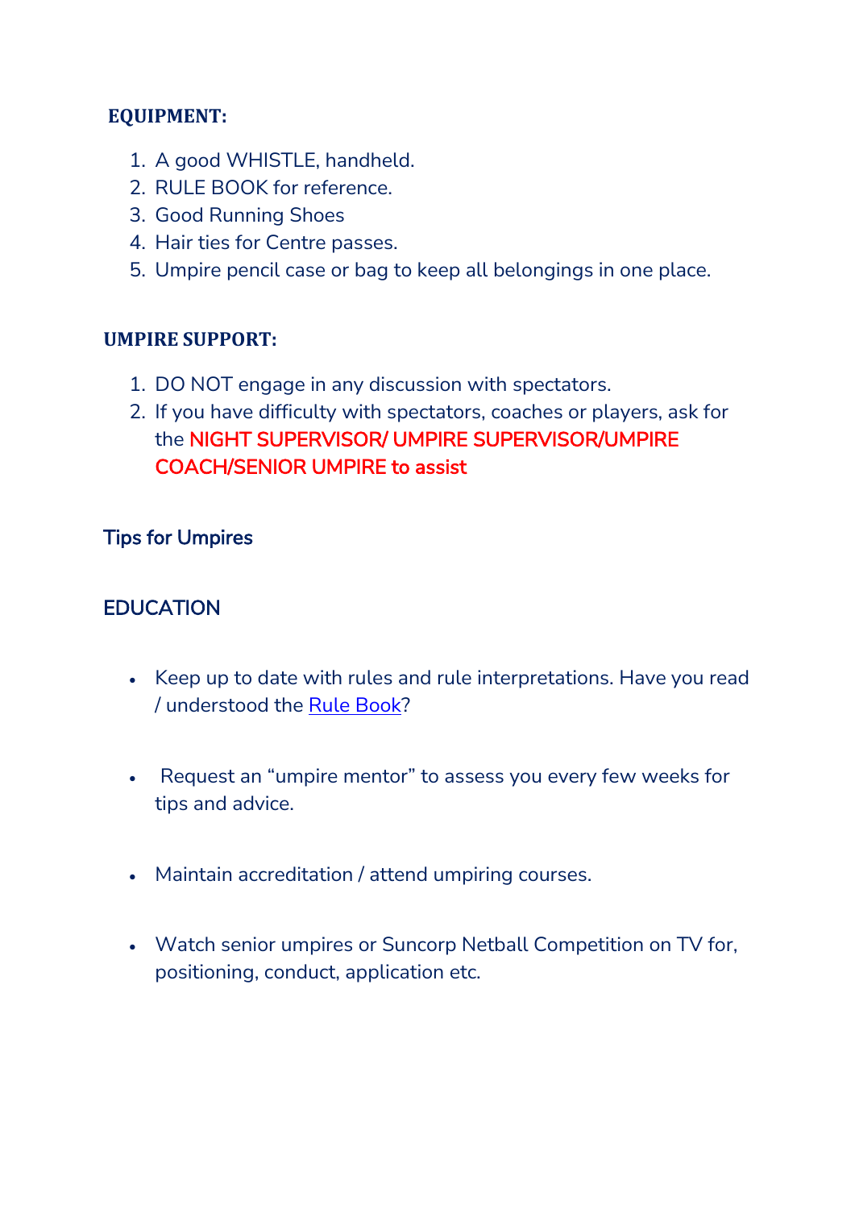**EQUIPMENT:**

1. A good WHISTLE, handheld.
2. RULE BOOK for reference.
3. Good Running Shoes
4. Hair ties for Centre passes.
5. Umpire pencil case or bag to keep all belongings in one place.

**UMPIRE SUPPORT:**

1. DO NOT engage in any discussion with spectators.
2. If you have difficulty with spectators, coaches or players, ask for the NIGHT SUPERVISOR/ UMPIRE SUPERVISOR/UMPIRE COACH/SENIOR UMPIRE to assist

## Tips for Umpires

## EDUCATION

- Keep up to date with rules and rule interpretations. Have you read / understood the Rule Book?
- Request an "umpire mentor" to assess you every few weeks for tips and advice.
- Maintain accreditation / attend umpiring courses.
- Watch senior umpires or Suncorp Netball Competition on TV for, positioning, conduct, application etc.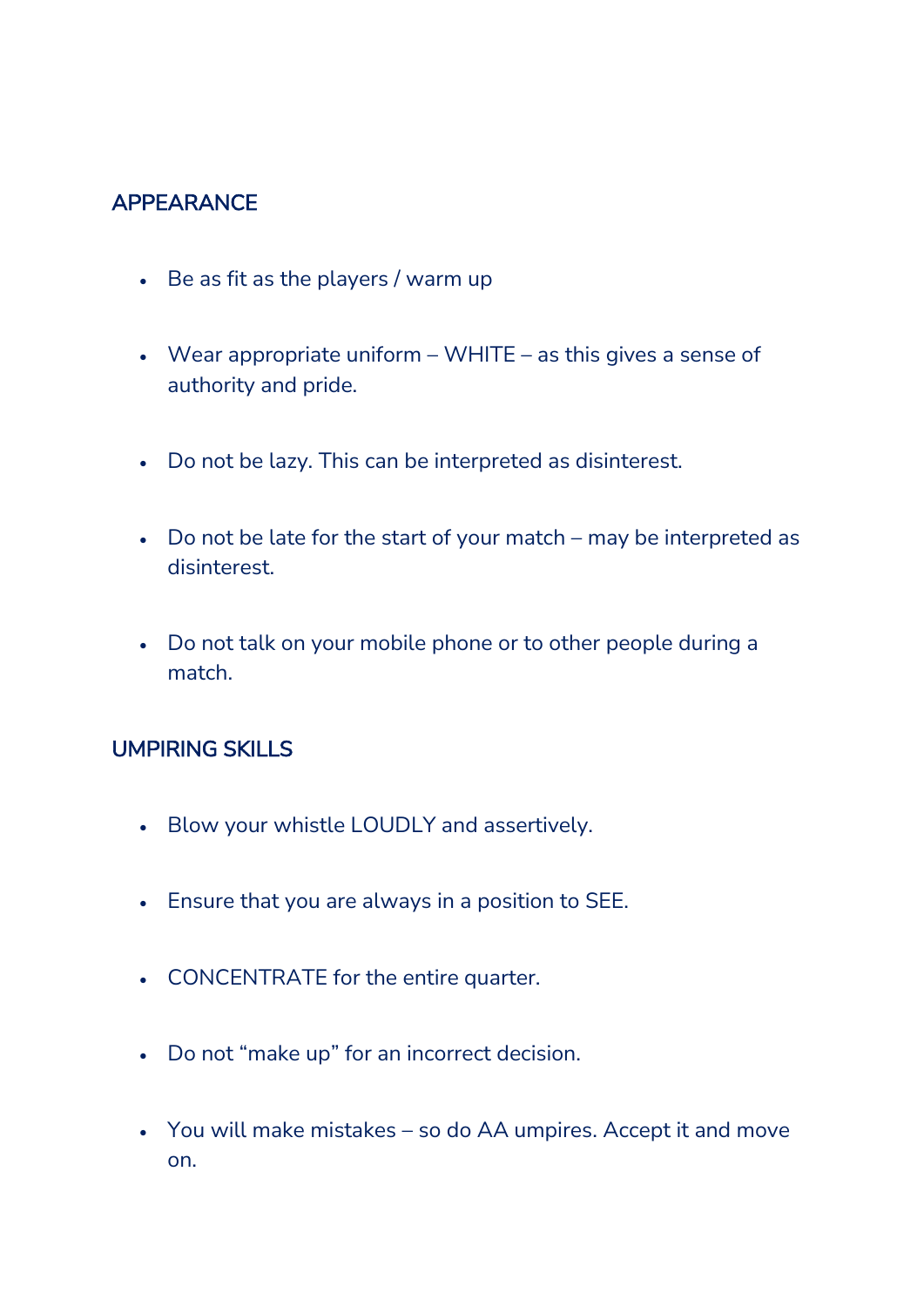## APPEARANCE

- Be as fit as the players / warm up
- Wear appropriate uniform – WHITE – as this gives a sense of authority and pride.
- Do not be lazy. This can be interpreted as disinterest.
- Do not be late for the start of your match – may be interpreted as disinterest.
- Do not talk on your mobile phone or to other people during a match.

## UMPIRING SKILLS

- Blow your whistle LOUDLY and assertively.
- Ensure that you are always in a position to SEE.
- CONCENTRATE for the entire quarter.
- Do not "make up" for an incorrect decision.
- You will make mistakes – so do AA umpires. Accept it and move on.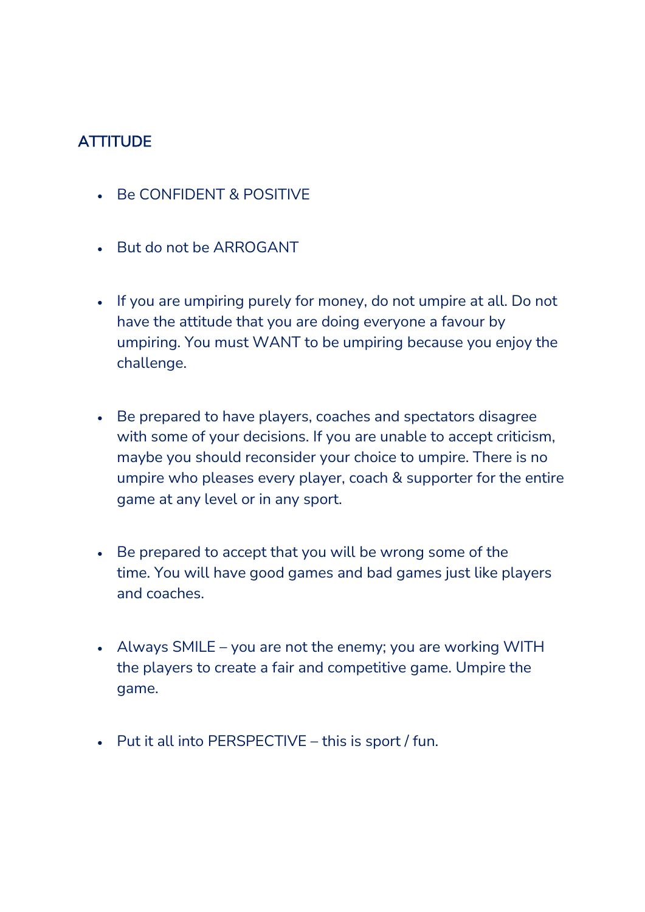## ATTITUDE

- Be CONFIDENT & POSITIVE
- But do not be ARROGANT
- If you are umpiring purely for money, do not umpire at all. Do not have the attitude that you are doing everyone a favour by umpiring. You must WANT to be umpiring because you enjoy the challenge.
- Be prepared to have players, coaches and spectators disagree with some of your decisions. If you are unable to accept criticism, maybe you should reconsider your choice to umpire. There is no umpire who pleases every player, coach & supporter for the entire game at any level or in any sport.
- Be prepared to accept that you will be wrong some of the time. You will have good games and bad games just like players and coaches.
- Always SMILE – you are not the enemy; you are working WITH the players to create a fair and competitive game. Umpire the game.
- Put it all into PERSPECTIVE – this is sport / fun.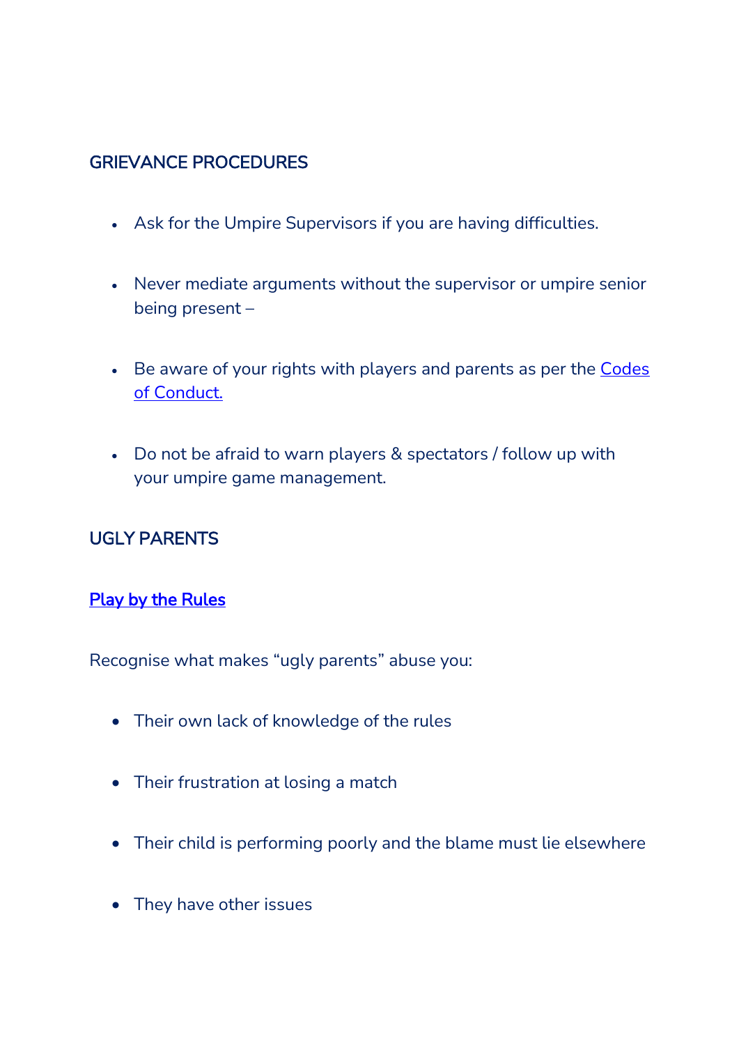## GRIEVANCE PROCEDURES

- Ask for the Umpire Supervisors if you are having difficulties.
- Never mediate arguments without the supervisor or umpire senior being present –
- Be aware of your rights with players and parents as per the Codes of Conduct.
- Do not be afraid to warn players & spectators / follow up with your umpire game management.

## UGLY PARENTS

**Play by the Rules**

Recognise what makes "ugly parents" abuse you:

- Their own lack of knowledge of the rules
- Their frustration at losing a match
- Their child is performing poorly and the blame must lie elsewhere
- They have other issues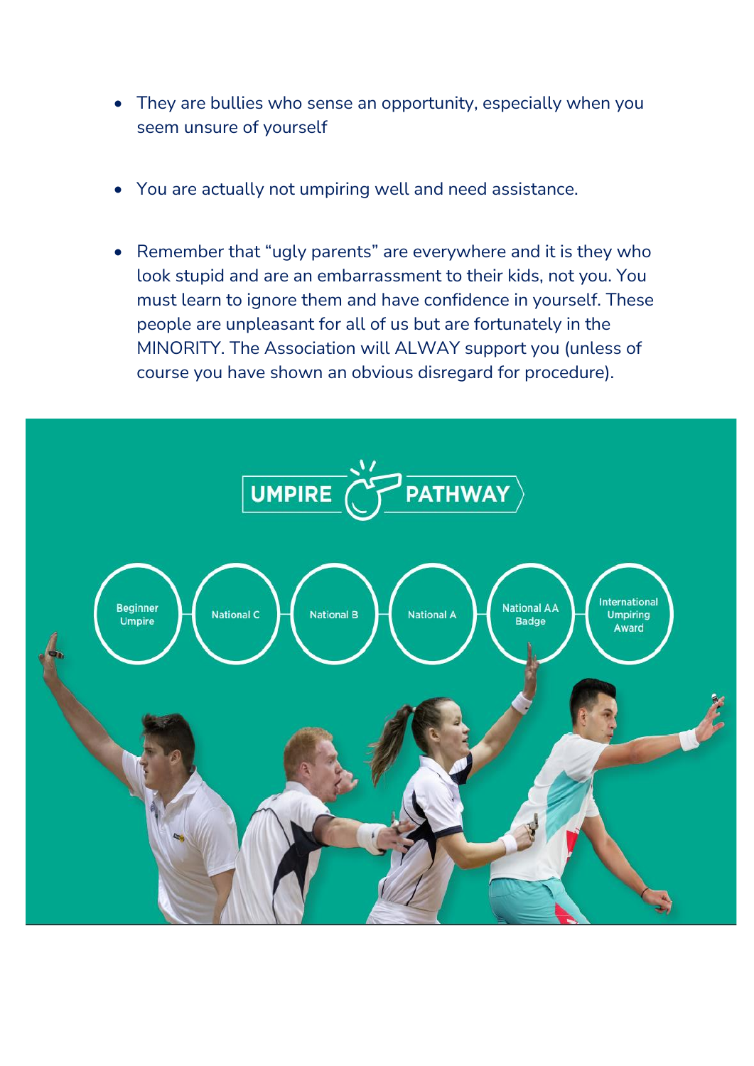- They are bullies who sense an opportunity, especially when you seem unsure of yourself

- You are actually not umpiring well and need assistance.

- Remember that "ugly parents" are everywhere and it is they who look stupid and are an embarrassment to their kids, not you. You must learn to ignore them and have confidence in yourself. These people are unpleasant for all of us but are fortunately in the MINORITY. The Association will ALWAY support you (unless of course you have shown an obvious disregard for procedure).

UMPIRE PATHWAY

Beginner Umpire

National C

National B

National A

National AA Badge

International Umpiring Award